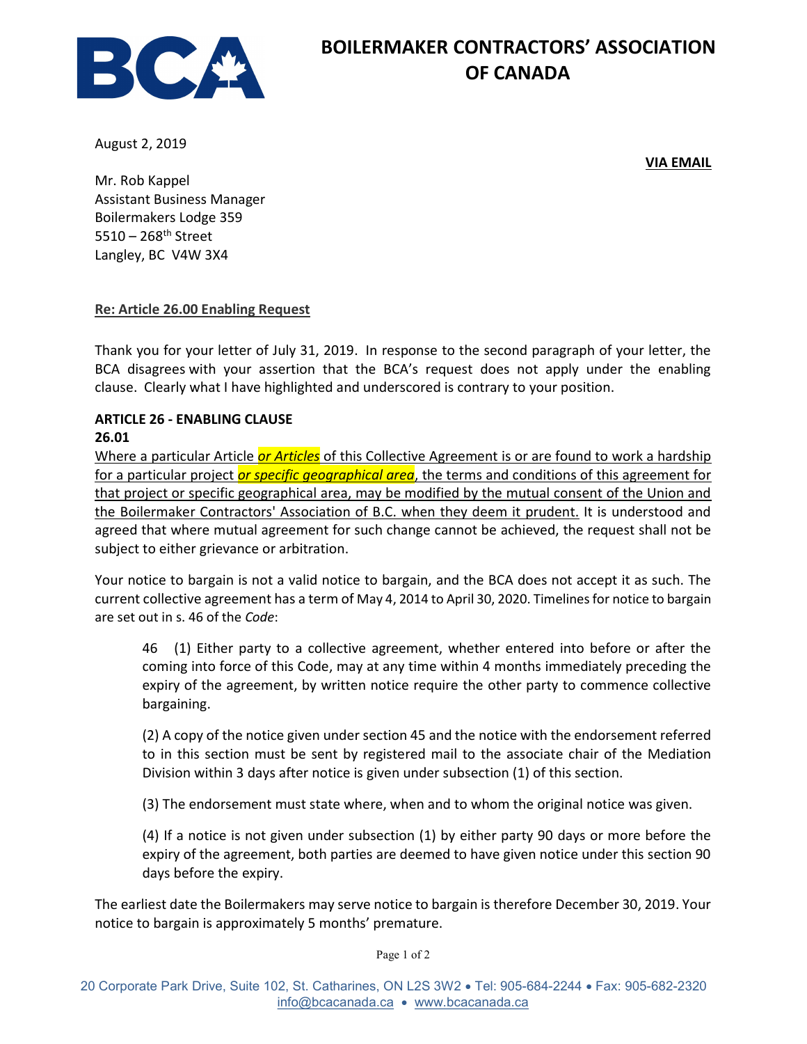# BOILERMAKER CONTRACTORS' ASSOCIATION OF CANADA

August 2, 2019

**VIA EMAIL**

Mr. Rob Kappel
Assistant Business Manager
Boilermakers Lodge 359
5510 – 268th Street
Langley, BC V4W 3X4

**Re: Article 26.00 Enabling Request**

Thank you for your letter of July 31, 2019. In response to the second paragraph of your letter, the BCA disagrees with your assertion that the BCA's request does not apply under the enabling clause. Clearly what I have highlighted and underscored is contrary to your position.

**ARTICLE 26 - ENABLING CLAUSE**
**26.01**
Where a particular Article ***or Articles*** of this Collective Agreement is or are found to work a hardship for a particular project ***or specific geographical area***, the terms and conditions of this agreement for that project or specific geographical area, may be modified by the mutual consent of the Union and the Boilermaker Contractors' Association of B.C. when they deem it prudent. It is understood and agreed that where mutual agreement for such change cannot be achieved, the request shall not be subject to either grievance or arbitration.

Your notice to bargain is not a valid notice to bargain, and the BCA does not accept it as such. The current collective agreement has a term of May 4, 2014 to April 30, 2020. Timelines for notice to bargain are set out in s. 46 of the *Code*:

> 46 (1) Either party to a collective agreement, whether entered into before or after the coming into force of this Code, may at any time within 4 months immediately preceding the expiry of the agreement, by written notice require the other party to commence collective bargaining.
>
> (2) A copy of the notice given under section 45 and the notice with the endorsement referred to in this section must be sent by registered mail to the associate chair of the Mediation Division within 3 days after notice is given under subsection (1) of this section.
>
> (3) The endorsement must state where, when and to whom the original notice was given.
>
> (4) If a notice is not given under subsection (1) by either party 90 days or more before the expiry of the agreement, both parties are deemed to have given notice under this section 90 days before the expiry.

The earliest date the Boilermakers may serve notice to bargain is therefore December 30, 2019. Your notice to bargain is approximately 5 months' premature.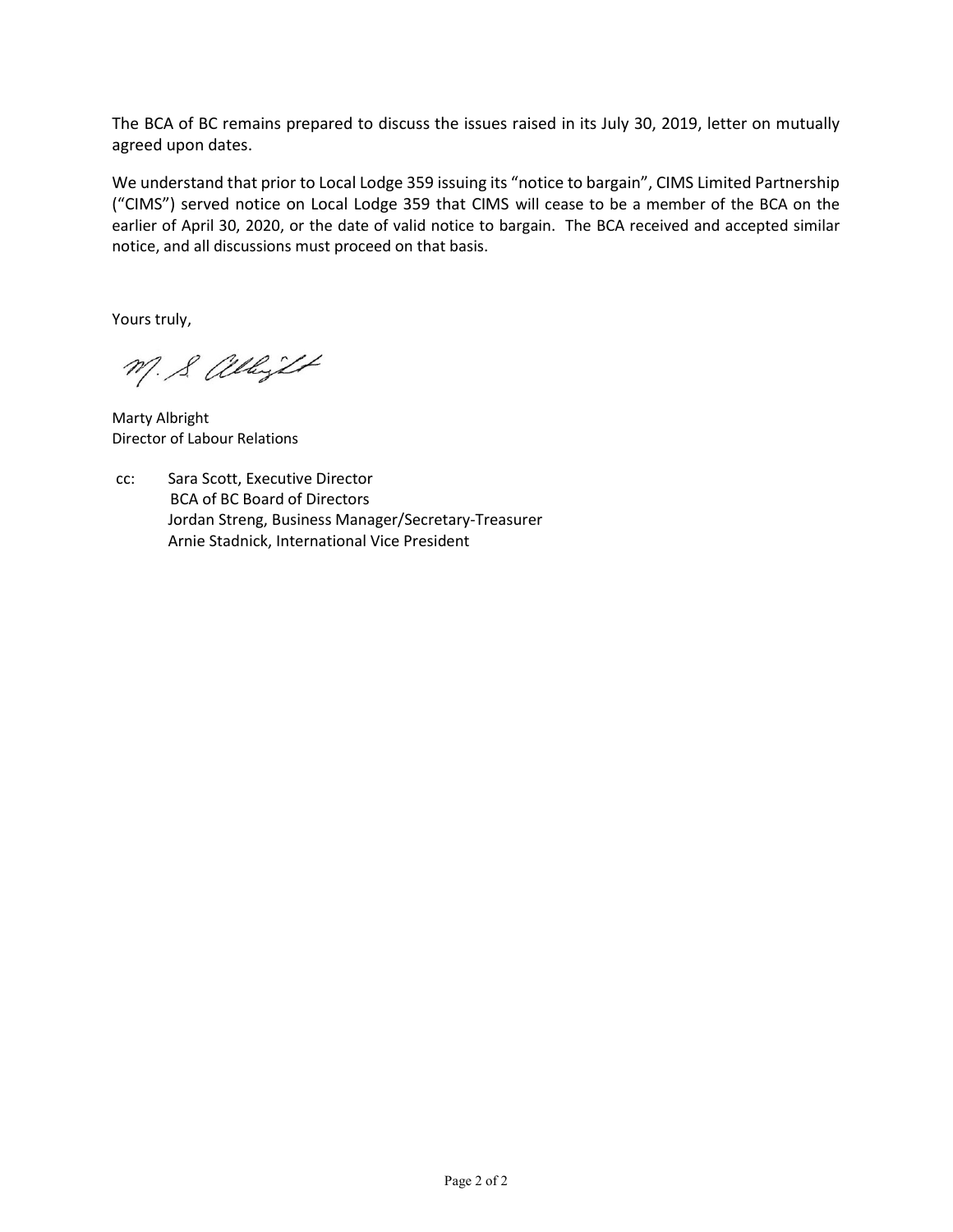The BCA of BC remains prepared to discuss the issues raised in its July 30, 2019, letter on mutually agreed upon dates.

We understand that prior to Local Lodge 359 issuing its "notice to bargain", CIMS Limited Partnership ("CIMS") served notice on Local Lodge 359 that CIMS will cease to be a member of the BCA on the earlier of April 30, 2020, or the date of valid notice to bargain. The BCA received and accepted similar notice, and all discussions must proceed on that basis.

Yours truly,

M. S. Albright

Marty Albright
Director of Labour Relations

cc: Sara Scott, Executive Director
BCA of BC Board of Directors
Jordan Streng, Business Manager/Secretary-Treasurer
Arnie Stadnick, International Vice President